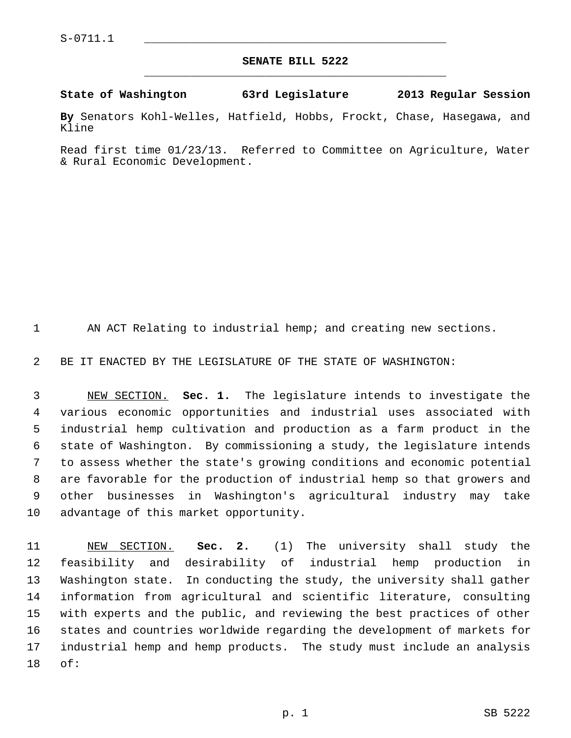S-0711.1

# SENATE BILL 5222

**State of Washington 63rd Legislature 2013 Regular Session**

**By** Senators Kohl-Welles, Hatfield, Hobbs, Frockt, Chase, Hasegawa, and Kline

Read first time 01/23/13. Referred to Committee on Agriculture, Water & Rural Economic Development.

AN ACT Relating to industrial hemp; and creating new sections.

BE IT ENACTED BY THE LEGISLATURE OF THE STATE OF WASHINGTON:

NEW SECTION. **Sec. 1.** The legislature intends to investigate the various economic opportunities and industrial uses associated with industrial hemp cultivation and production as a farm product in the state of Washington. By commissioning a study, the legislature intends to assess whether the state's growing conditions and economic potential are favorable for the production of industrial hemp so that growers and other businesses in Washington's agricultural industry may take advantage of this market opportunity.

NEW SECTION. **Sec. 2.** (1) The university shall study the feasibility and desirability of industrial hemp production in Washington state. In conducting the study, the university shall gather information from agricultural and scientific literature, consulting with experts and the public, and reviewing the best practices of other states and countries worldwide regarding the development of markets for industrial hemp and hemp products. The study must include an analysis of: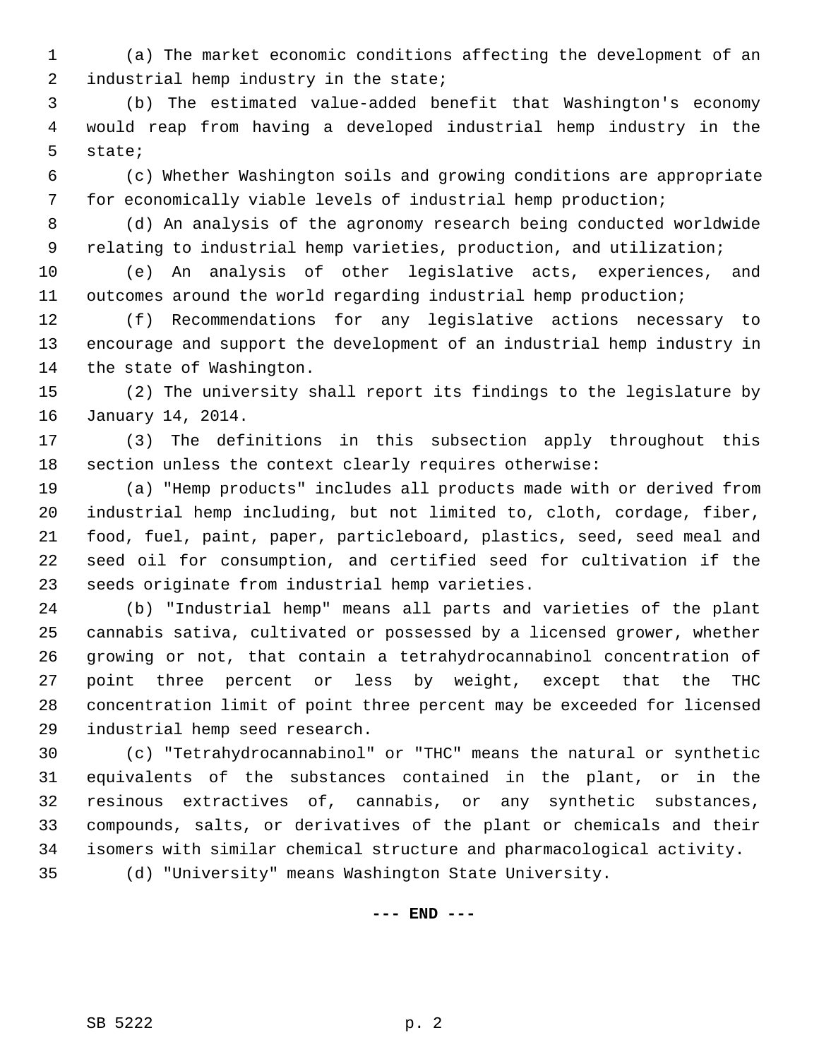(a) The market economic conditions affecting the development of an industrial hemp industry in the state;

(b) The estimated value-added benefit that Washington's economy would reap from having a developed industrial hemp industry in the state;

(c) Whether Washington soils and growing conditions are appropriate for economically viable levels of industrial hemp production;

(d) An analysis of the agronomy research being conducted worldwide relating to industrial hemp varieties, production, and utilization;

(e) An analysis of other legislative acts, experiences, and outcomes around the world regarding industrial hemp production;

(f) Recommendations for any legislative actions necessary to encourage and support the development of an industrial hemp industry in the state of Washington.

(2) The university shall report its findings to the legislature by January 14, 2014.

(3) The definitions in this subsection apply throughout this section unless the context clearly requires otherwise:

(a) "Hemp products" includes all products made with or derived from industrial hemp including, but not limited to, cloth, cordage, fiber, food, fuel, paint, paper, particleboard, plastics, seed, seed meal and seed oil for consumption, and certified seed for cultivation if the seeds originate from industrial hemp varieties.

(b) "Industrial hemp" means all parts and varieties of the plant cannabis sativa, cultivated or possessed by a licensed grower, whether growing or not, that contain a tetrahydrocannabinol concentration of point three percent or less by weight, except that the THC concentration limit of point three percent may be exceeded for licensed industrial hemp seed research.

(c) "Tetrahydrocannabinol" or "THC" means the natural or synthetic equivalents of the substances contained in the plant, or in the resinous extractives of, cannabis, or any synthetic substances, compounds, salts, or derivatives of the plant or chemicals and their isomers with similar chemical structure and pharmacological activity.

(d) "University" means Washington State University.

**--- END ---**